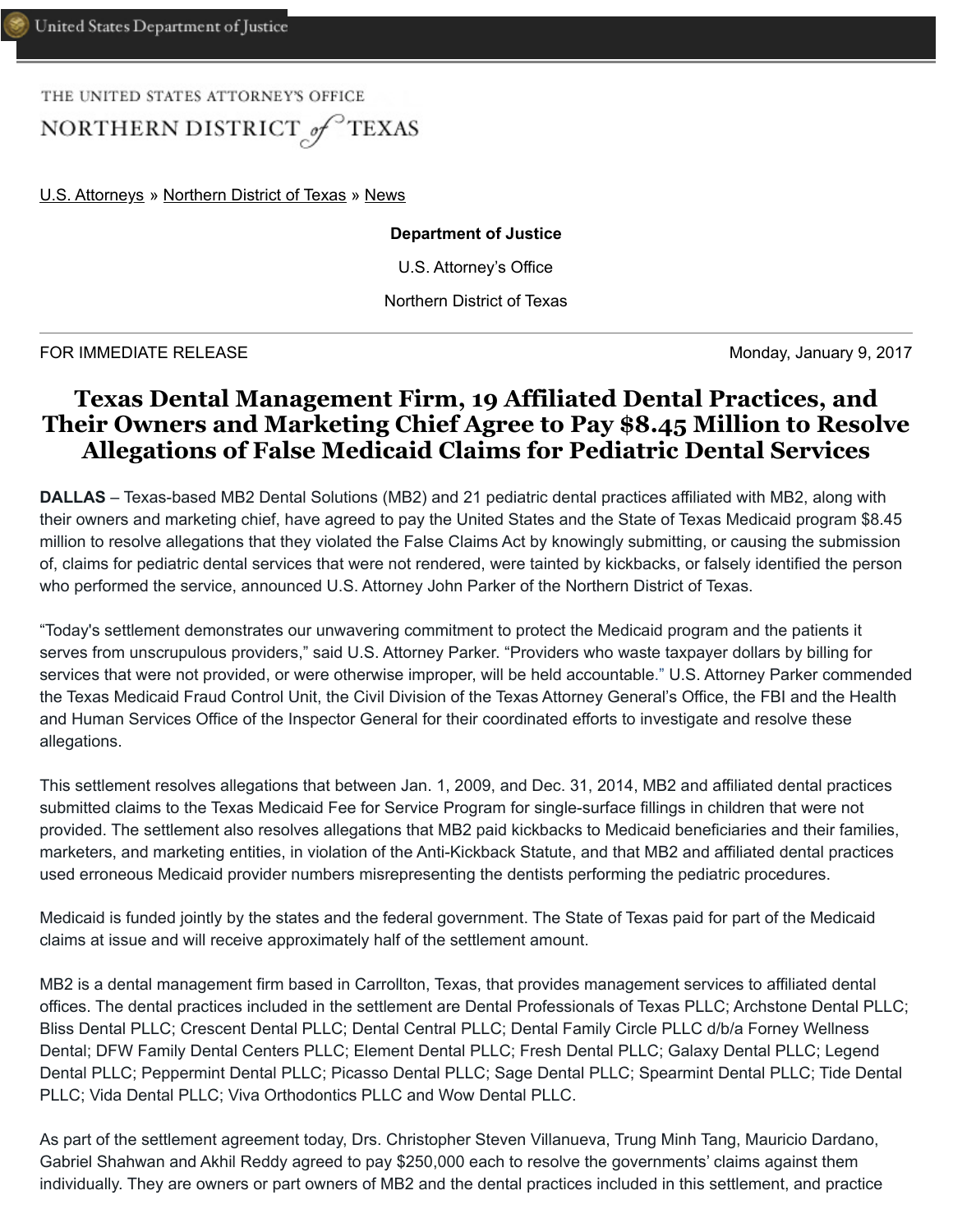United States Department of Justice

THE UNITED STATES ATTORNEY'S OFFICE
NORTHERN DISTRICT of TEXAS

U.S. Attorneys » Northern District of Texas » News

**Department of Justice**

U.S. Attorney's Office

Northern District of Texas

FOR IMMEDIATE RELEASE    Monday, January 9, 2017

# Texas Dental Management Firm, 19 Affiliated Dental Practices, and Their Owners and Marketing Chief Agree to Pay $8.45 Million to Resolve Allegations of False Medicaid Claims for Pediatric Dental Services

**DALLAS** – Texas-based MB2 Dental Solutions (MB2) and 21 pediatric dental practices affiliated with MB2, along with their owners and marketing chief, have agreed to pay the United States and the State of Texas Medicaid program $8.45 million to resolve allegations that they violated the False Claims Act by knowingly submitting, or causing the submission of, claims for pediatric dental services that were not rendered, were tainted by kickbacks, or falsely identified the person who performed the service, announced U.S. Attorney John Parker of the Northern District of Texas.

"Today's settlement demonstrates our unwavering commitment to protect the Medicaid program and the patients it serves from unscrupulous providers," said U.S. Attorney Parker. "Providers who waste taxpayer dollars by billing for services that were not provided, or were otherwise improper, will be held accountable." U.S. Attorney Parker commended the Texas Medicaid Fraud Control Unit, the Civil Division of the Texas Attorney General's Office, the FBI and the Health and Human Services Office of the Inspector General for their coordinated efforts to investigate and resolve these allegations.

This settlement resolves allegations that between Jan. 1, 2009, and Dec. 31, 2014, MB2 and affiliated dental practices submitted claims to the Texas Medicaid Fee for Service Program for single-surface fillings in children that were not provided. The settlement also resolves allegations that MB2 paid kickbacks to Medicaid beneficiaries and their families, marketers, and marketing entities, in violation of the Anti-Kickback Statute, and that MB2 and affiliated dental practices used erroneous Medicaid provider numbers misrepresenting the dentists performing the pediatric procedures.

Medicaid is funded jointly by the states and the federal government. The State of Texas paid for part of the Medicaid claims at issue and will receive approximately half of the settlement amount.

MB2 is a dental management firm based in Carrollton, Texas, that provides management services to affiliated dental offices. The dental practices included in the settlement are Dental Professionals of Texas PLLC; Archstone Dental PLLC; Bliss Dental PLLC; Crescent Dental PLLC; Dental Central PLLC; Dental Family Circle PLLC d/b/a Forney Wellness Dental; DFW Family Dental Centers PLLC; Element Dental PLLC; Fresh Dental PLLC; Galaxy Dental PLLC; Legend Dental PLLC; Peppermint Dental PLLC; Picasso Dental PLLC; Sage Dental PLLC; Spearmint Dental PLLC; Tide Dental PLLC; Vida Dental PLLC; Viva Orthodontics PLLC and Wow Dental PLLC.

As part of the settlement agreement today, Drs. Christopher Steven Villanueva, Trung Minh Tang, Mauricio Dardano, Gabriel Shahwan and Akhil Reddy agreed to pay $250,000 each to resolve the governments' claims against them individually. They are owners or part owners of MB2 and the dental practices included in this settlement, and practice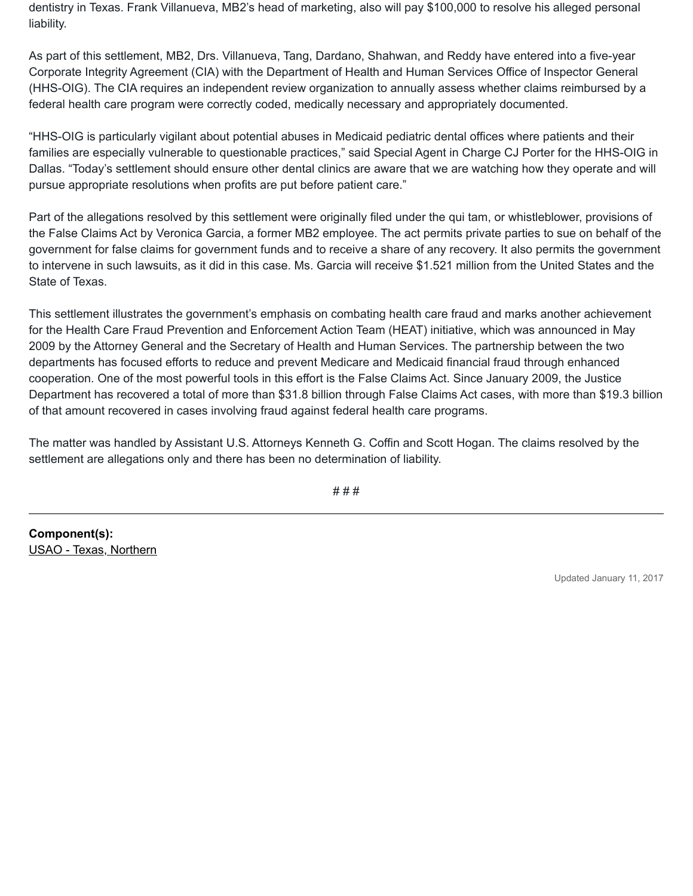dentistry in Texas. Frank Villanueva, MB2's head of marketing, also will pay $100,000 to resolve his alleged personal liability.

As part of this settlement, MB2, Drs. Villanueva, Tang, Dardano, Shahwan, and Reddy have entered into a five-year Corporate Integrity Agreement (CIA) with the Department of Health and Human Services Office of Inspector General (HHS-OIG). The CIA requires an independent review organization to annually assess whether claims reimbursed by a federal health care program were correctly coded, medically necessary and appropriately documented.

"HHS-OIG is particularly vigilant about potential abuses in Medicaid pediatric dental offices where patients and their families are especially vulnerable to questionable practices," said Special Agent in Charge CJ Porter for the HHS-OIG in Dallas. "Today's settlement should ensure other dental clinics are aware that we are watching how they operate and will pursue appropriate resolutions when profits are put before patient care."

Part of the allegations resolved by this settlement were originally filed under the qui tam, or whistleblower, provisions of the False Claims Act by Veronica Garcia, a former MB2 employee. The act permits private parties to sue on behalf of the government for false claims for government funds and to receive a share of any recovery. It also permits the government to intervene in such lawsuits, as it did in this case. Ms. Garcia will receive $1.521 million from the United States and the State of Texas.

This settlement illustrates the government's emphasis on combating health care fraud and marks another achievement for the Health Care Fraud Prevention and Enforcement Action Team (HEAT) initiative, which was announced in May 2009 by the Attorney General and the Secretary of Health and Human Services. The partnership between the two departments has focused efforts to reduce and prevent Medicare and Medicaid financial fraud through enhanced cooperation. One of the most powerful tools in this effort is the False Claims Act. Since January 2009, the Justice Department has recovered a total of more than $31.8 billion through False Claims Act cases, with more than $19.3 billion of that amount recovered in cases involving fraud against federal health care programs.

The matter was handled by Assistant U.S. Attorneys Kenneth G. Coffin and Scott Hogan. The claims resolved by the settlement are allegations only and there has been no determination of liability.

# # #

---

**Component(s):**
USAO - Texas, Northern

Updated January 11, 2017